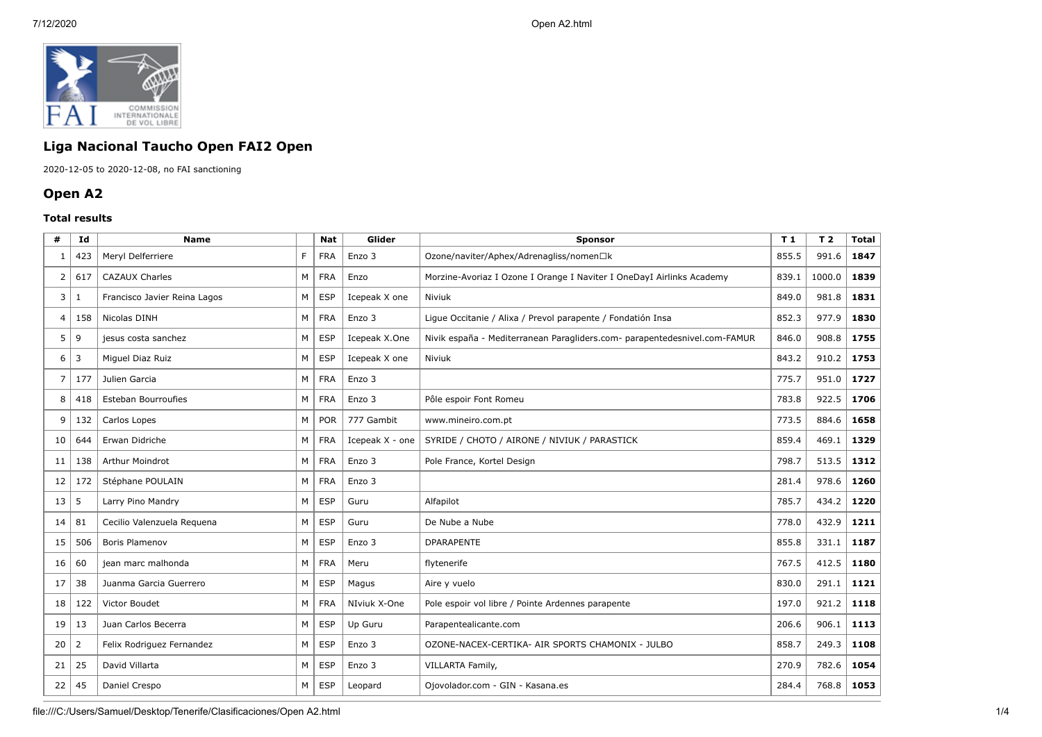## Liga Nacional Taucho Open FAI2 Open

2020-12-05 to 2020-12-08, no FAI sanctioning

## Open A2

### Total results

| # | Id | Name | | Nat | Glider | Sponsor | T 1 | T 2 | Total |
|---|---|---|---|---|---|---|---|---|---|
| 1 | 423 | Meryl Delferriere | F | FRA | Enzo 3 | Ozone/naviter/Aphex/Adrenagliss/nomen□k | 855.5 | 991.6 | **1847** |
| 2 | 617 | CAZAUX Charles | M | FRA | Enzo | Morzine-Avoriaz I Ozone I Orange I Naviter I OneDayI Airlinks Academy | 839.1 | 1000.0 | **1839** |
| 3 | 1 | Francisco Javier Reina Lagos | M | ESP | Icepeak X one | Niviuk | 849.0 | 981.8 | **1831** |
| 4 | 158 | Nicolas DINH | M | FRA | Enzo 3 | Ligue Occitanie / Alixa / Prevol parapente / Fondatión Insa | 852.3 | 977.9 | **1830** |
| 5 | 9 | jesus costa sanchez | M | ESP | Icepeak X.One | Nivik españa - Mediterranean Paragliders.com- parapentedesnivel.com-FAMUR | 846.0 | 908.8 | **1755** |
| 6 | 3 | Miguel Diaz Ruiz | M | ESP | Icepeak X one | Niviuk | 843.2 | 910.2 | **1753** |
| 7 | 177 | Julien Garcia | M | FRA | Enzo 3 | | 775.7 | 951.0 | **1727** |
| 8 | 418 | Esteban Bourroufies | M | FRA | Enzo 3 | Pôle espoir Font Romeu | 783.8 | 922.5 | **1706** |
| 9 | 132 | Carlos Lopes | M | POR | 777 Gambit | www.mineiro.com.pt | 773.5 | 884.6 | **1658** |
| 10 | 644 | Erwan Didriche | M | FRA | Icepeak X - one | SYRIDE / CHOTO / AIRONE / NIVIUK / PARASTICK | 859.4 | 469.1 | **1329** |
| 11 | 138 | Arthur Moindrot | M | FRA | Enzo 3 | Pole France, Kortel Design | 798.7 | 513.5 | **1312** |
| 12 | 172 | Stéphane POULAIN | M | FRA | Enzo 3 | | 281.4 | 978.6 | **1260** |
| 13 | 5 | Larry Pino Mandry | M | ESP | Guru | Alfapilot | 785.7 | 434.2 | **1220** |
| 14 | 81 | Cecilio Valenzuela Requena | M | ESP | Guru | De Nube a Nube | 778.0 | 432.9 | **1211** |
| 15 | 506 | Boris Plamenov | M | ESP | Enzo 3 | DPARAPENTE | 855.8 | 331.1 | **1187** |
| 16 | 60 | jean marc malhonda | M | FRA | Meru | flytenerife | 767.5 | 412.5 | **1180** |
| 17 | 38 | Juanma Garcia Guerrero | M | ESP | Magus | Aire y vuelo | 830.0 | 291.1 | **1121** |
| 18 | 122 | Victor Boudet | M | FRA | NIviuk X-One | Pole espoir vol libre / Pointe Ardennes parapente | 197.0 | 921.2 | **1118** |
| 19 | 13 | Juan Carlos Becerra | M | ESP | Up Guru | Parapentealicante.com | 206.6 | 906.1 | **1113** |
| 20 | 2 | Felix Rodriguez Fernandez | M | ESP | Enzo 3 | OZONE-NACEX-CERTIKA- AIR SPORTS CHAMONIX - JULBO | 858.7 | 249.3 | **1108** |
| 21 | 25 | David Villarta | M | ESP | Enzo 3 | VILLARTA Family, | 270.9 | 782.6 | **1054** |
| 22 | 45 | Daniel Crespo | M | ESP | Leopard | Ojovolador.com - GIN - Kasana.es | 284.4 | 768.8 | **1053** |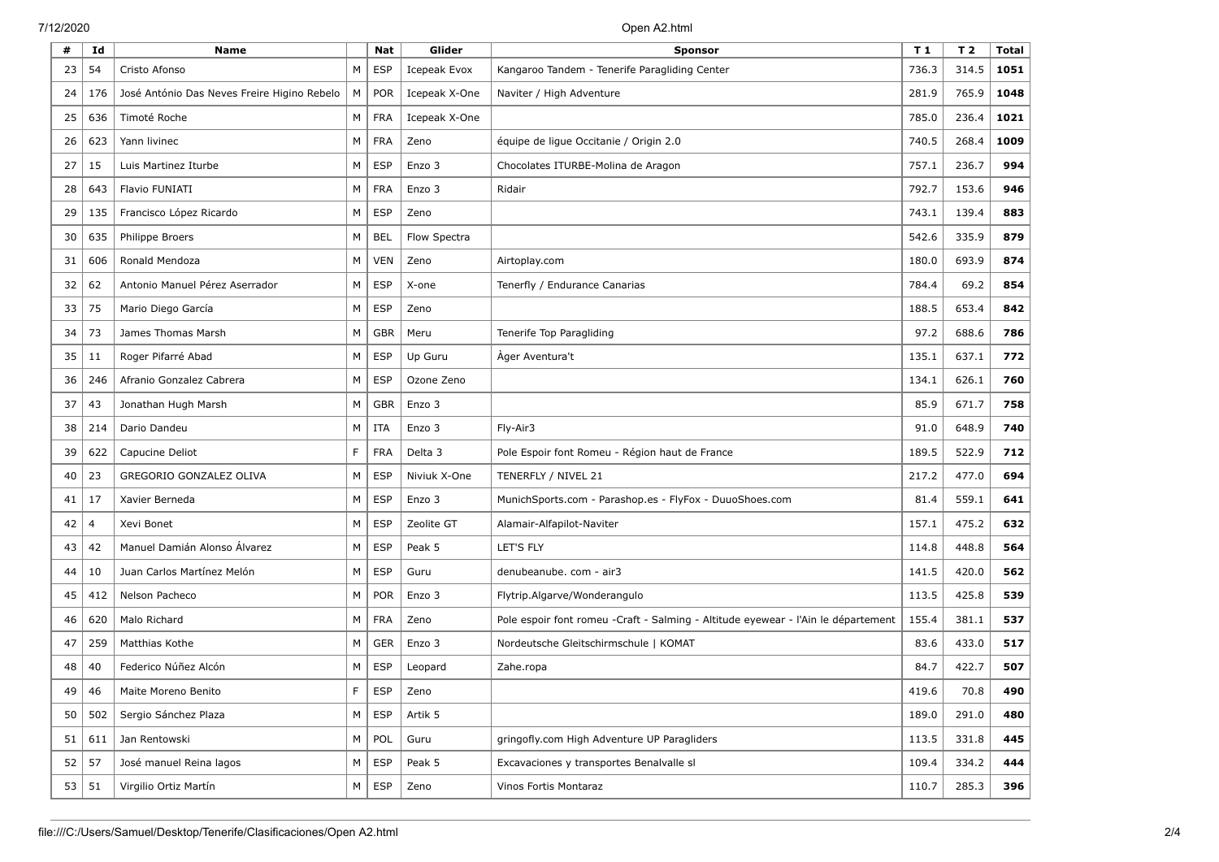| # | Id | Name | | Nat | Glider | Sponsor | T 1 | T 2 | Total |
|---|---|---|---|---|---|---|---|---|---|
| 23 | 54 | Cristo Afonso | M | ESP | Icepeak Evox | Kangaroo Tandem - Tenerife Paragliding Center | 736.3 | 314.5 | **1051** |
| 24 | 176 | José António Das Neves Freire Higino Rebelo | M | POR | Icepeak X-One | Naviter / High Adventure | 281.9 | 765.9 | **1048** |
| 25 | 636 | Timoté Roche | M | FRA | Icepeak X-One | | 785.0 | 236.4 | **1021** |
| 26 | 623 | Yann livinec | M | FRA | Zeno | équipe de ligue Occitanie / Origin 2.0 | 740.5 | 268.4 | **1009** |
| 27 | 15 | Luis Martinez Iturbe | M | ESP | Enzo 3 | Chocolates ITURBE-Molina de Aragon | 757.1 | 236.7 | **994** |
| 28 | 643 | Flavio FUNIATI | M | FRA | Enzo 3 | Ridair | 792.7 | 153.6 | **946** |
| 29 | 135 | Francisco López Ricardo | M | ESP | Zeno | | 743.1 | 139.4 | **883** |
| 30 | 635 | Philippe Broers | M | BEL | Flow Spectra | | 542.6 | 335.9 | **879** |
| 31 | 606 | Ronald Mendoza | M | VEN | Zeno | Airtoplay.com | 180.0 | 693.9 | **874** |
| 32 | 62 | Antonio Manuel Pérez Aserrador | M | ESP | X-one | Tenerfly / Endurance Canarias | 784.4 | 69.2 | **854** |
| 33 | 75 | Mario Diego García | M | ESP | Zeno | | 188.5 | 653.4 | **842** |
| 34 | 73 | James Thomas Marsh | M | GBR | Meru | Tenerife Top Paragliding | 97.2 | 688.6 | **786** |
| 35 | 11 | Roger Pifarré Abad | M | ESP | Up Guru | Àger Aventura't | 135.1 | 637.1 | **772** |
| 36 | 246 | Afranio Gonzalez Cabrera | M | ESP | Ozone Zeno | | 134.1 | 626.1 | **760** |
| 37 | 43 | Jonathan Hugh Marsh | M | GBR | Enzo 3 | | 85.9 | 671.7 | **758** |
| 38 | 214 | Dario Dandeu | M | ITA | Enzo 3 | Fly-Air3 | 91.0 | 648.9 | **740** |
| 39 | 622 | Capucine Deliot | F | FRA | Delta 3 | Pole Espoir font Romeu - Région haut de France | 189.5 | 522.9 | **712** |
| 40 | 23 | GREGORIO GONZALEZ OLIVA | M | ESP | Niviuk X-One | TENERFLY / NIVEL 21 | 217.2 | 477.0 | **694** |
| 41 | 17 | Xavier Berneda | M | ESP | Enzo 3 | MunichSports.com - Parashop.es - FlyFox - DuuoShoes.com | 81.4 | 559.1 | **641** |
| 42 | 4 | Xevi Bonet | M | ESP | Zeolite GT | Alamair-Alfapilot-Naviter | 157.1 | 475.2 | **632** |
| 43 | 42 | Manuel Damián Alonso Álvarez | M | ESP | Peak 5 | LET'S FLY | 114.8 | 448.8 | **564** |
| 44 | 10 | Juan Carlos Martínez Melón | M | ESP | Guru | denubeanube. com - air3 | 141.5 | 420.0 | **562** |
| 45 | 412 | Nelson Pacheco | M | POR | Enzo 3 | Flytrip.Algarve/Wonderangulo | 113.5 | 425.8 | **539** |
| 46 | 620 | Malo Richard | M | FRA | Zeno | Pole espoir font romeu -Craft - Salming - Altitude eyewear - l'Ain le département | 155.4 | 381.1 | **537** |
| 47 | 259 | Matthias Kothe | M | GER | Enzo 3 | Nordeutsche Gleitschirmschule \| KOMAT | 83.6 | 433.0 | **517** |
| 48 | 40 | Federico Núñez Alcón | M | ESP | Leopard | Zahe.ropa | 84.7 | 422.7 | **507** |
| 49 | 46 | Maite Moreno Benito | F | ESP | Zeno | | 419.6 | 70.8 | **490** |
| 50 | 502 | Sergio Sánchez Plaza | M | ESP | Artik 5 | | 189.0 | 291.0 | **480** |
| 51 | 611 | Jan Rentowski | M | POL | Guru | gringofly.com High Adventure UP Paragliders | 113.5 | 331.8 | **445** |
| 52 | 57 | José manuel Reina lagos | M | ESP | Peak 5 | Excavaciones y transportes Benalvalle sl | 109.4 | 334.2 | **444** |
| 53 | 51 | Virgilio Ortiz Martín | M | ESP | Zeno | Vinos Fortis Montaraz | 110.7 | 285.3 | **396** |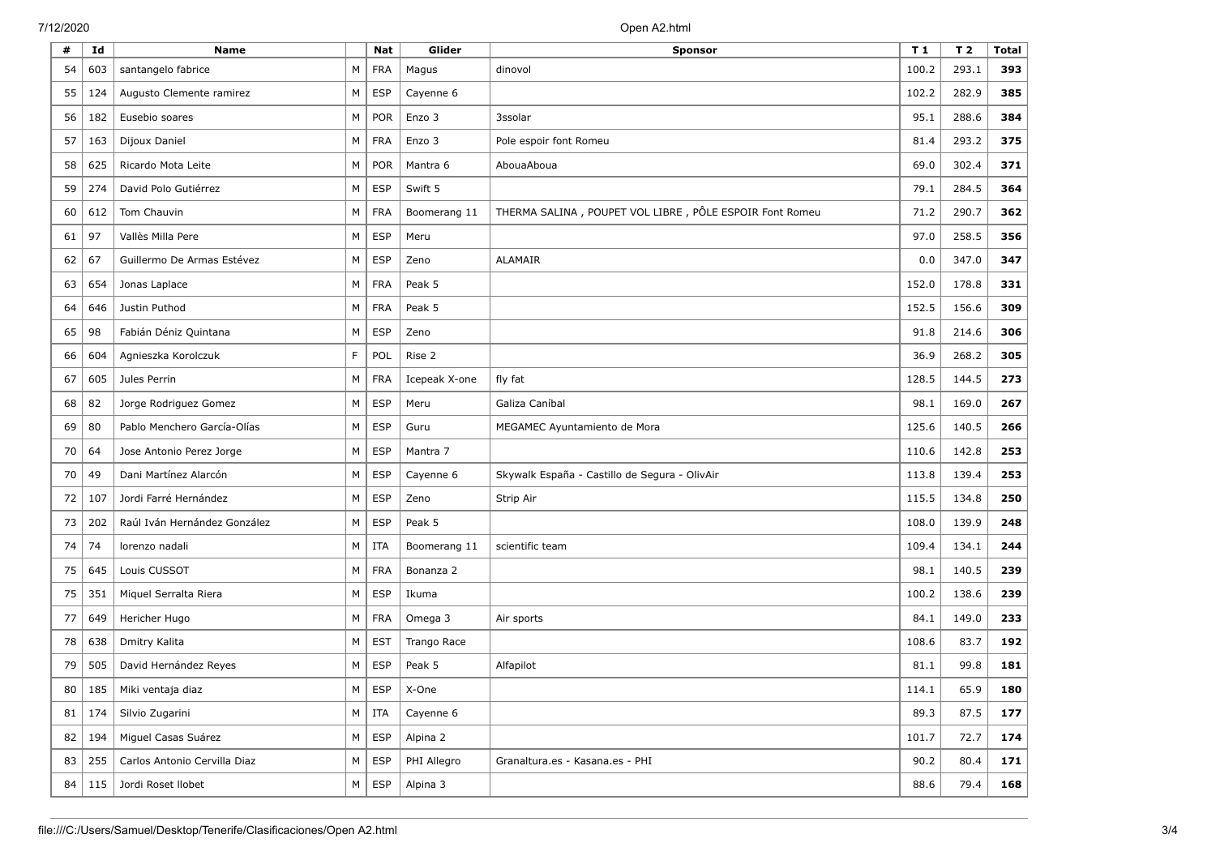| # | Id | Name | | Nat | Glider | Sponsor | T 1 | T 2 | Total |
|---|---|---|---|---|---|---|---|---|---|
| 54 | 603 | santangelo fabrice | M | FRA | Magus | dinovol | 100.2 | 293.1 | **393** |
| 55 | 124 | Augusto Clemente ramirez | M | ESP | Cayenne 6 | | 102.2 | 282.9 | **385** |
| 56 | 182 | Eusebio soares | M | POR | Enzo 3 | 3ssolar | 95.1 | 288.6 | **384** |
| 57 | 163 | Dijoux Daniel | M | FRA | Enzo 3 | Pole espoir font Romeu | 81.4 | 293.2 | **375** |
| 58 | 625 | Ricardo Mota Leite | M | POR | Mantra 6 | AbouaAboua | 69.0 | 302.4 | **371** |
| 59 | 274 | David Polo Gutiérrez | M | ESP | Swift 5 | | 79.1 | 284.5 | **364** |
| 60 | 612 | Tom Chauvin | M | FRA | Boomerang 11 | THERMA SALINA , POUPET VOL LIBRE , PÔLE ESPOIR Font Romeu | 71.2 | 290.7 | **362** |
| 61 | 97 | Vallès Milla Pere | M | ESP | Meru | | 97.0 | 258.5 | **356** |
| 62 | 67 | Guillermo De Armas Estévez | M | ESP | Zeno | ALAMAIR | 0.0 | 347.0 | **347** |
| 63 | 654 | Jonas Laplace | M | FRA | Peak 5 | | 152.0 | 178.8 | **331** |
| 64 | 646 | Justin Puthod | M | FRA | Peak 5 | | 152.5 | 156.6 | **309** |
| 65 | 98 | Fabián Déniz Quintana | M | ESP | Zeno | | 91.8 | 214.6 | **306** |
| 66 | 604 | Agnieszka Korolczuk | F | POL | Rise 2 | | 36.9 | 268.2 | **305** |
| 67 | 605 | Jules Perrin | M | FRA | Icepeak X-one | fly fat | 128.5 | 144.5 | **273** |
| 68 | 82 | Jorge Rodriguez Gomez | M | ESP | Meru | Galiza Caníbal | 98.1 | 169.0 | **267** |
| 69 | 80 | Pablo Menchero García-Olías | M | ESP | Guru | MEGAMEC Ayuntamiento de Mora | 125.6 | 140.5 | **266** |
| 70 | 64 | Jose Antonio Perez Jorge | M | ESP | Mantra 7 | | 110.6 | 142.8 | **253** |
| 70 | 49 | Dani Martínez Alarcón | M | ESP | Cayenne 6 | Skywalk España - Castillo de Segura - OlivAir | 113.8 | 139.4 | **253** |
| 72 | 107 | Jordi Farré Hernández | M | ESP | Zeno | Strip Air | 115.5 | 134.8 | **250** |
| 73 | 202 | Raúl Iván Hernández González | M | ESP | Peak 5 | | 108.0 | 139.9 | **248** |
| 74 | 74 | lorenzo nadali | M | ITA | Boomerang 11 | scientific team | 109.4 | 134.1 | **244** |
| 75 | 645 | Louis CUSSOT | M | FRA | Bonanza 2 | | 98.1 | 140.5 | **239** |
| 75 | 351 | Miquel Serralta Riera | M | ESP | Ikuma | | 100.2 | 138.6 | **239** |
| 77 | 649 | Hericher Hugo | M | FRA | Omega 3 | Air sports | 84.1 | 149.0 | **233** |
| 78 | 638 | Dmitry Kalita | M | EST | Trango Race | | 108.6 | 83.7 | **192** |
| 79 | 505 | David Hernández Reyes | M | ESP | Peak 5 | Alfapilot | 81.1 | 99.8 | **181** |
| 80 | 185 | Miki ventaja diaz | M | ESP | X-One | | 114.1 | 65.9 | **180** |
| 81 | 174 | Silvio Zugarini | M | ITA | Cayenne 6 | | 89.3 | 87.5 | **177** |
| 82 | 194 | Miguel Casas Suárez | M | ESP | Alpina 2 | | 101.7 | 72.7 | **174** |
| 83 | 255 | Carlos Antonio Cervilla Diaz | M | ESP | PHI Allegro | Granaltura.es - Kasana.es - PHI | 90.2 | 80.4 | **171** |
| 84 | 115 | Jordi Roset llobet | M | ESP | Alpina 3 | | 88.6 | 79.4 | **168** |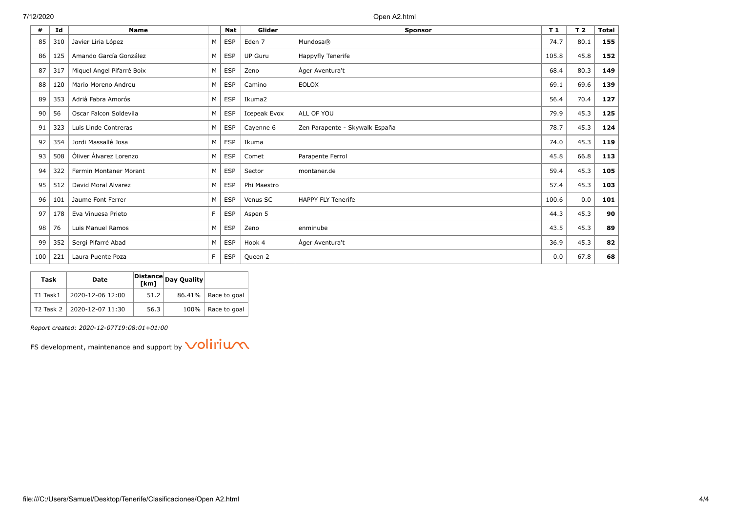| # | Id | Name | | Nat | Glider | Sponsor | T 1 | T 2 | Total |
|---|---|---|---|---|---|---|---|---|---|
| 85 | 310 | Javier Liria López | M | ESP | Eden 7 | Mundosa® | 74.7 | 80.1 | **155** |
| 86 | 125 | Amando García González | M | ESP | UP Guru | Happyfly Tenerife | 105.8 | 45.8 | **152** |
| 87 | 317 | Miquel Angel Pifarré Boix | M | ESP | Zeno | Àger Aventura't | 68.4 | 80.3 | **149** |
| 88 | 120 | Mario Moreno Andreu | M | ESP | Camino | EOLOX | 69.1 | 69.6 | **139** |
| 89 | 353 | Adrià Fabra Amorós | M | ESP | Ikuma2 | | 56.4 | 70.4 | **127** |
| 90 | 56 | Oscar Falcon Soldevila | M | ESP | Icepeak Evox | ALL OF YOU | 79.9 | 45.3 | **125** |
| 91 | 323 | Luis Linde Contreras | M | ESP | Cayenne 6 | Zen Parapente - Skywalk España | 78.7 | 45.3 | **124** |
| 92 | 354 | Jordi Massallé Josa | M | ESP | Ikuma | | 74.0 | 45.3 | **119** |
| 93 | 508 | Óliver Álvarez Lorenzo | M | ESP | Comet | Parapente Ferrol | 45.8 | 66.8 | **113** |
| 94 | 322 | Fermin Montaner Morant | M | ESP | Sector | montaner.de | 59.4 | 45.3 | **105** |
| 95 | 512 | David Moral Alvarez | M | ESP | Phi Maestro | | 57.4 | 45.3 | **103** |
| 96 | 101 | Jaume Font Ferrer | M | ESP | Venus SC | HAPPY FLY Tenerife | 100.6 | 0.0 | **101** |
| 97 | 178 | Eva Vinuesa Prieto | F | ESP | Aspen 5 | | 44.3 | 45.3 | **90** |
| 98 | 76 | Luis Manuel Ramos | M | ESP | Zeno | enminube | 43.5 | 45.3 | **89** |
| 99 | 352 | Sergi Pifarré Abad | M | ESP | Hook 4 | Àger Aventura't | 36.9 | 45.3 | **82** |
| 100 | 221 | Laura Puente Poza | F | ESP | Queen 2 | | 0.0 | 67.8 | **68** |

| Task | Date | Distance [km] | Day Quality | |
|---|---|---|---|---|
| T1 Task1 | 2020-12-06 12:00 | 51.2 | 86.41% | Race to goal |
| T2 Task 2 | 2020-12-07 11:30 | 56.3 | 100% | Race to goal |

*Report created: 2020-12-07T19:08:01+01:00*

FS development, maintenance and support by volirium